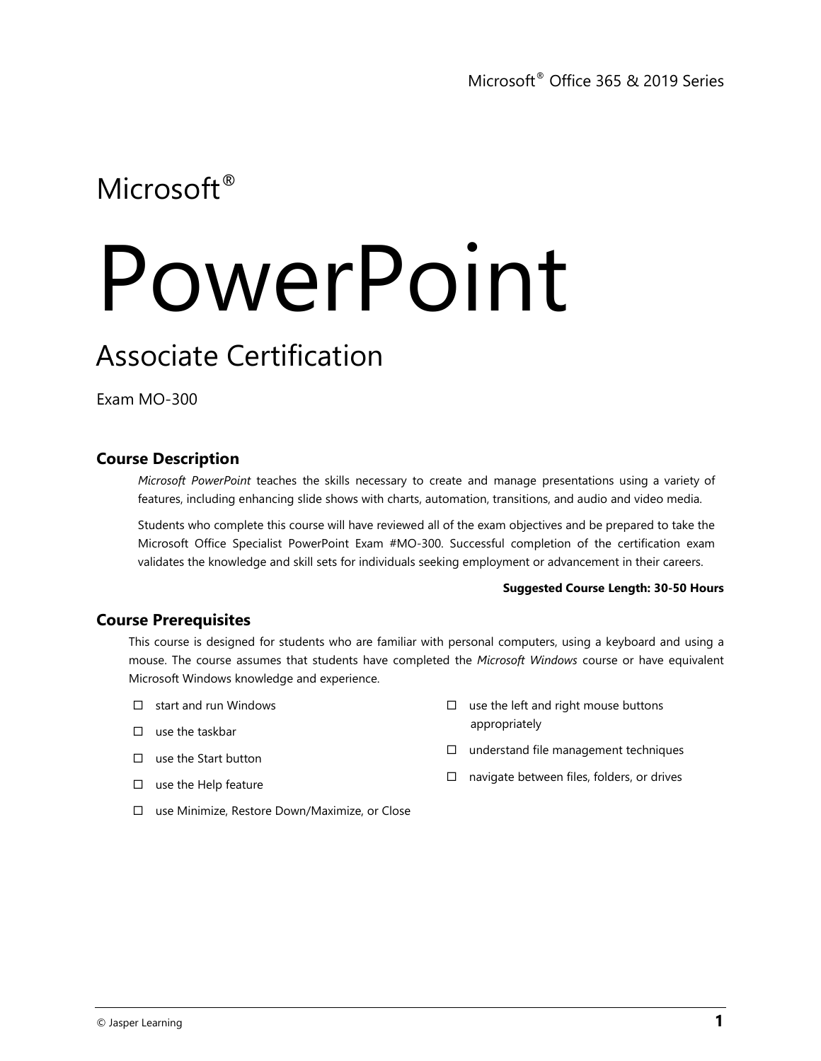Microsoft® Office 365 & 2019 Series

Microsoft®

# PowerPoint

## Associate Certification

Exam MO-300

### Course Description

*Microsoft PowerPoint* teaches the skills necessary to create and manage presentations using a variety of features, including enhancing slide shows with charts, automation, transitions, and audio and video media.

Students who complete this course will have reviewed all of the exam objectives and be prepared to take the Microsoft Office Specialist PowerPoint Exam #MO-300. Successful completion of the certification exam validates the knowledge and skill sets for individuals seeking employment or advancement in their careers.

**Suggested Course Length: 30-50 Hours**

### Course Prerequisites

This course is designed for students who are familiar with personal computers, using a keyboard and using a mouse. The course assumes that students have completed the *Microsoft Windows* course or have equivalent Microsoft Windows knowledge and experience.

- ☐ start and run Windows
- ☐ use the taskbar
- ☐ use the Start button
- ☐ use the Help feature
- ☐ use Minimize, Restore Down/Maximize, or Close
- ☐ use the left and right mouse buttons appropriately
- ☐ understand file management techniques
- ☐ navigate between files, folders, or drives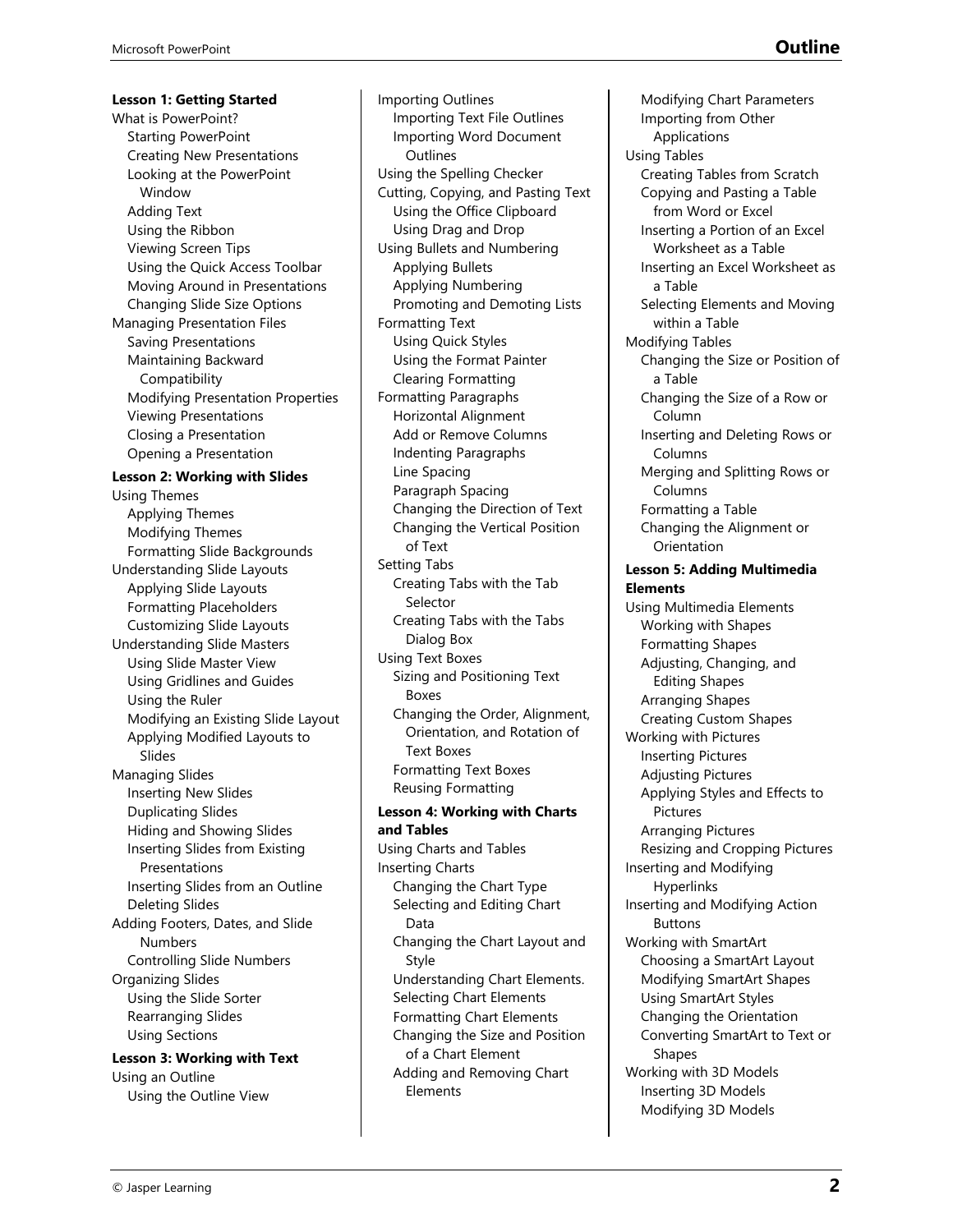# Outline

## Lesson 1: Getting Started

- What is PowerPoint?
  - Starting PowerPoint
  - Creating New Presentations
  - Looking at the PowerPoint Window
  - Adding Text
  - Using the Ribbon
  - Viewing Screen Tips
  - Using the Quick Access Toolbar
  - Moving Around in Presentations
  - Changing Slide Size Options
- Managing Presentation Files
  - Saving Presentations
  - Maintaining Backward Compatibility
  - Modifying Presentation Properties
  - Viewing Presentations
  - Closing a Presentation
  - Opening a Presentation

## Lesson 2: Working with Slides

- Using Themes
  - Applying Themes
  - Modifying Themes
  - Formatting Slide Backgrounds
- Understanding Slide Layouts
  - Applying Slide Layouts
  - Formatting Placeholders
  - Customizing Slide Layouts
- Understanding Slide Masters
  - Using Slide Master View
  - Using Gridlines and Guides
  - Using the Ruler
  - Modifying an Existing Slide Layout
  - Applying Modified Layouts to Slides
- Managing Slides
  - Inserting New Slides
  - Duplicating Slides
  - Hiding and Showing Slides
  - Inserting Slides from Existing Presentations
  - Inserting Slides from an Outline
  - Deleting Slides
- Adding Footers, Dates, and Slide Numbers
  - Controlling Slide Numbers
- Organizing Slides
  - Using the Slide Sorter
  - Rearranging Slides
  - Using Sections

## Lesson 3: Working with Text

- Using an Outline
  - Using the Outline View
- Importing Outlines
  - Importing Text File Outlines
  - Importing Word Document Outlines
- Using the Spelling Checker
- Cutting, Copying, and Pasting Text
  - Using the Office Clipboard
  - Using Drag and Drop
- Using Bullets and Numbering
  - Applying Bullets
  - Applying Numbering
  - Promoting and Demoting Lists
- Formatting Text
  - Using Quick Styles
  - Using the Format Painter
  - Clearing Formatting
- Formatting Paragraphs
  - Horizontal Alignment
  - Add or Remove Columns
  - Indenting Paragraphs
  - Line Spacing
  - Paragraph Spacing
  - Changing the Direction of Text
  - Changing the Vertical Position of Text
- Setting Tabs
  - Creating Tabs with the Tab Selector
  - Creating Tabs with the Tabs Dialog Box
- Using Text Boxes
  - Sizing and Positioning Text Boxes
  - Changing the Order, Alignment, Orientation, and Rotation of Text Boxes
  - Formatting Text Boxes
  - Reusing Formatting

## Lesson 4: Working with Charts and Tables

- Using Charts and Tables
- Inserting Charts
  - Changing the Chart Type
  - Selecting and Editing Chart Data
  - Changing the Chart Layout and Style
  - Understanding Chart Elements.
  - Selecting Chart Elements
  - Formatting Chart Elements
  - Changing the Size and Position of a Chart Element
  - Adding and Removing Chart Elements
  - Modifying Chart Parameters
  - Importing from Other Applications
- Using Tables
  - Creating Tables from Scratch
  - Copying and Pasting a Table from Word or Excel
  - Inserting a Portion of an Excel Worksheet as a Table
  - Inserting an Excel Worksheet as a Table
  - Selecting Elements and Moving within a Table
- Modifying Tables
  - Changing the Size or Position of a Table
  - Changing the Size of a Row or Column
  - Inserting and Deleting Rows or Columns
  - Merging and Splitting Rows or Columns
  - Formatting a Table
  - Changing the Alignment or Orientation

## Lesson 5: Adding Multimedia Elements

- Using Multimedia Elements
  - Working with Shapes
  - Formatting Shapes
  - Adjusting, Changing, and Editing Shapes
  - Arranging Shapes
  - Creating Custom Shapes
- Working with Pictures
  - Inserting Pictures
  - Adjusting Pictures
  - Applying Styles and Effects to Pictures
  - Arranging Pictures
  - Resizing and Cropping Pictures
- Inserting and Modifying Hyperlinks
- Inserting and Modifying Action Buttons
- Working with SmartArt
  - Choosing a SmartArt Layout
  - Modifying SmartArt Shapes
  - Using SmartArt Styles
  - Changing the Orientation
  - Converting SmartArt to Text or Shapes
- Working with 3D Models
  - Inserting 3D Models
  - Modifying 3D Models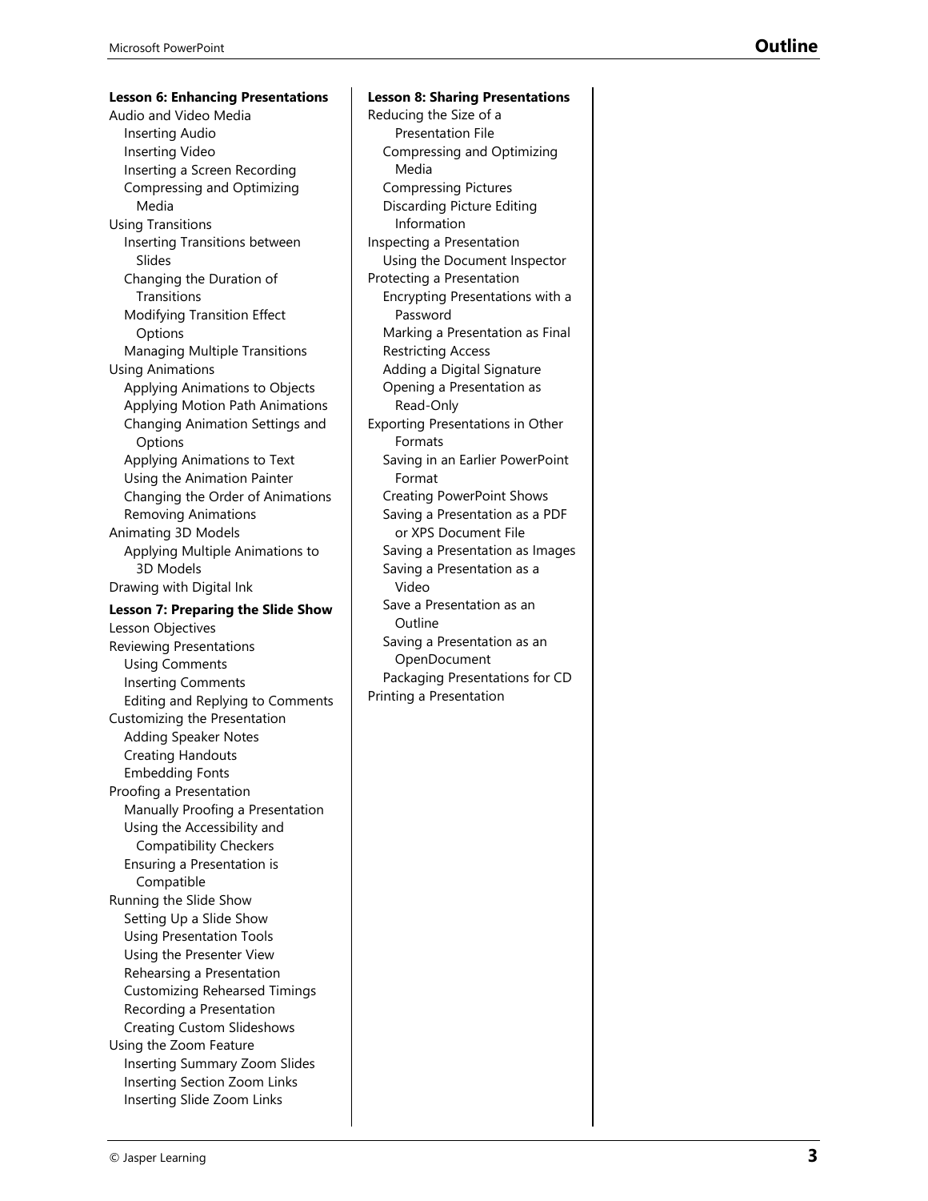**Lesson 6: Enhancing Presentations**

- Audio and Video Media
  - Inserting Audio
  - Inserting Video
  - Inserting a Screen Recording
  - Compressing and Optimizing Media
- Using Transitions
  - Inserting Transitions between Slides
  - Changing the Duration of Transitions
  - Modifying Transition Effect Options
  - Managing Multiple Transitions
- Using Animations
  - Applying Animations to Objects
  - Applying Motion Path Animations
  - Changing Animation Settings and Options
  - Applying Animations to Text
  - Using the Animation Painter
  - Changing the Order of Animations
  - Removing Animations
- Animating 3D Models
  - Applying Multiple Animations to 3D Models
- Drawing with Digital Ink

**Lesson 7: Preparing the Slide Show**

- Lesson Objectives
- Reviewing Presentations
  - Using Comments
  - Inserting Comments
  - Editing and Replying to Comments
- Customizing the Presentation
  - Adding Speaker Notes
  - Creating Handouts
  - Embedding Fonts
- Proofing a Presentation
  - Manually Proofing a Presentation
  - Using the Accessibility and Compatibility Checkers
  - Ensuring a Presentation is Compatible
- Running the Slide Show
  - Setting Up a Slide Show
  - Using Presentation Tools
  - Using the Presenter View
  - Rehearsing a Presentation
  - Customizing Rehearsed Timings
  - Recording a Presentation
  - Creating Custom Slideshows
- Using the Zoom Feature
  - Inserting Summary Zoom Slides
  - Inserting Section Zoom Links
  - Inserting Slide Zoom Links

**Lesson 8: Sharing Presentations**

- Reducing the Size of a Presentation File
  - Compressing and Optimizing Media
  - Compressing Pictures
  - Discarding Picture Editing Information
- Inspecting a Presentation
  - Using the Document Inspector
- Protecting a Presentation
  - Encrypting Presentations with a Password
  - Marking a Presentation as Final
  - Restricting Access
  - Adding a Digital Signature
  - Opening a Presentation as Read-Only
- Exporting Presentations in Other Formats
  - Saving in an Earlier PowerPoint Format
  - Creating PowerPoint Shows
  - Saving a Presentation as a PDF or XPS Document File
  - Saving a Presentation as Images
  - Saving a Presentation as a Video
  - Save a Presentation as an Outline
  - Saving a Presentation as an OpenDocument
  - Packaging Presentations for CD
- Printing a Presentation